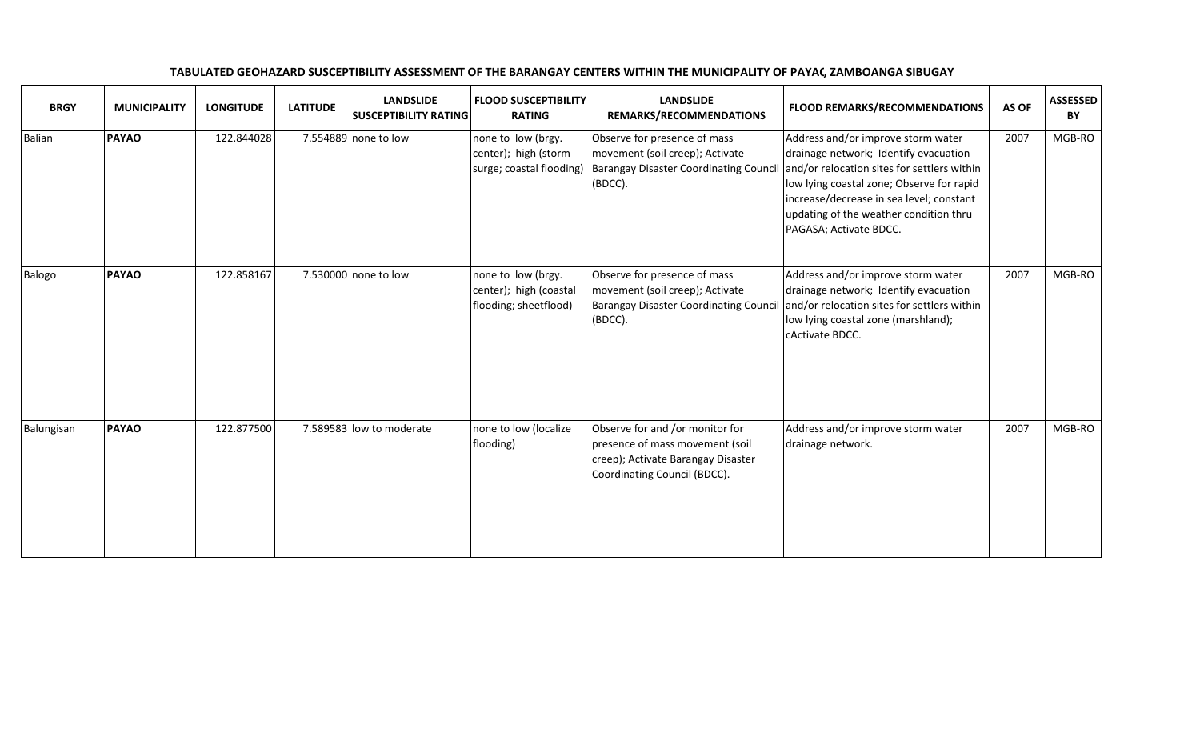**TABULATED GEOHAZARD SUSCEPTIBILITY ASSESSMENT OF THE BARANGAY CENTERS WITHIN THE MUNICIPALITY OF PAYAO, ZAMBOANGA SIBUGAY**

| BRGY | MUNICIPALITY | LONGITUDE | LATITUDE | LANDSLIDE SUSCEPTIBILITY RATING | FLOOD SUSCEPTIBILITY RATING | LANDSLIDE REMARKS/RECOMMENDATIONS | FLOOD REMARKS/RECOMMENDATIONS | AS OF | ASSESSED BY |
|---|---|---|---|---|---|---|---|---|---|
| Balian | **PAYAO** | 122.844028 | 7.554889 | none to low | none to low (brgy. center); high (storm surge; coastal flooding) | Observe for presence of mass movement (soil creep); Activate Barangay Disaster Coordinating Council (BDCC). | Address and/or improve storm water drainage network; Identify evacuation and/or relocation sites for settlers within low lying coastal zone; Observe for rapid increase/decrease in sea level; constant updating of the weather condition thru PAGASA; Activate BDCC. | 2007 | MGB-RO |
| Balogo | **PAYAO** | 122.858167 | 7.530000 | none to low | none to low (brgy. center); high (coastal flooding; sheetflood) | Observe for presence of mass movement (soil creep); Activate Barangay Disaster Coordinating Council (BDCC). | Address and/or improve storm water drainage network; Identify evacuation and/or relocation sites for settlers within low lying coastal zone (marshland); cActivate BDCC. | 2007 | MGB-RO |
| Balungisan | **PAYAO** | 122.877500 | 7.589583 | low to moderate | none to low (localize flooding) | Observe for and /or monitor for presence of mass movement (soil creep); Activate Barangay Disaster Coordinating Council (BDCC). | Address and/or improve storm water drainage network. | 2007 | MGB-RO |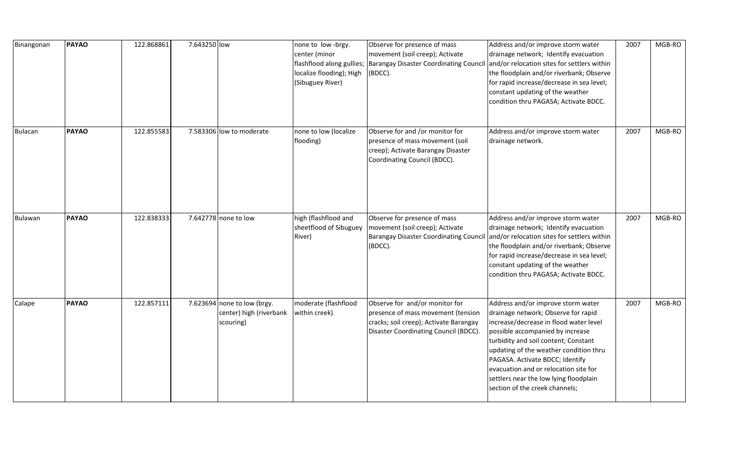| Binangonan | **PAYAO** | 122.868861 | 7.643250 | low | none to low -brgy. center (minor flashflood along gullies; localize flooding); High (Sibuguey River) | Observe for presence of mass movement (soil creep); Activate Barangay Disaster Coordinating Council (BDCC). | Address and/or improve storm water drainage network; Identify evacuation and/or relocation sites for settlers within the floodplain and/or riverbank; Observe for rapid increase/decrease in sea level; constant updating of the weather condition thru PAGASA; Activate BDCC. | 2007 | MGB-RO |
|---|---|---|---|---|---|---|---|---|---|
| Bulacan | **PAYAO** | 122.855583 | 7.583306 | low to moderate | none to low (localize flooding) | Observe for and /or monitor for presence of mass movement (soil creep); Activate Barangay Disaster Coordinating Council (BDCC). | Address and/or improve storm water drainage network. | 2007 | MGB-RO |
| Bulawan | **PAYAO** | 122.838333 | 7.642778 | none to low | high (flashflood and sheetflood of Sibuguey River) | Observe for presence of mass movement (soil creep); Activate Barangay Disaster Coordinating Council (BDCC). | Address and/or improve storm water drainage network; Identify evacuation and/or relocation sites for settlers within the floodplain and/or riverbank; Observe for rapid increase/decrease in sea level; constant updating of the weather condition thru PAGASA; Activate BDCC. | 2007 | MGB-RO |
| Calape | **PAYAO** | 122.857111 | 7.623694 | none to low (brgy. center) high (riverbank scouring) | moderate (flashflood within creek) | Observe for and/or monitor for presence of mass movement (tension cracks; soil creep); Activate Barangay Disaster Coordinating Council (BDCC). | Address and/or improve storm water drainage network; Observe for rapid increase/decrease in flood water level possible accompanied by increase turbidity and soil content; Constant updating of the weather condition thru PAGASA. Activate BDCC; Identify evacuation and or relocation site for settlers near the low lying floodplain section of the creek channels; | 2007 | MGB-RO |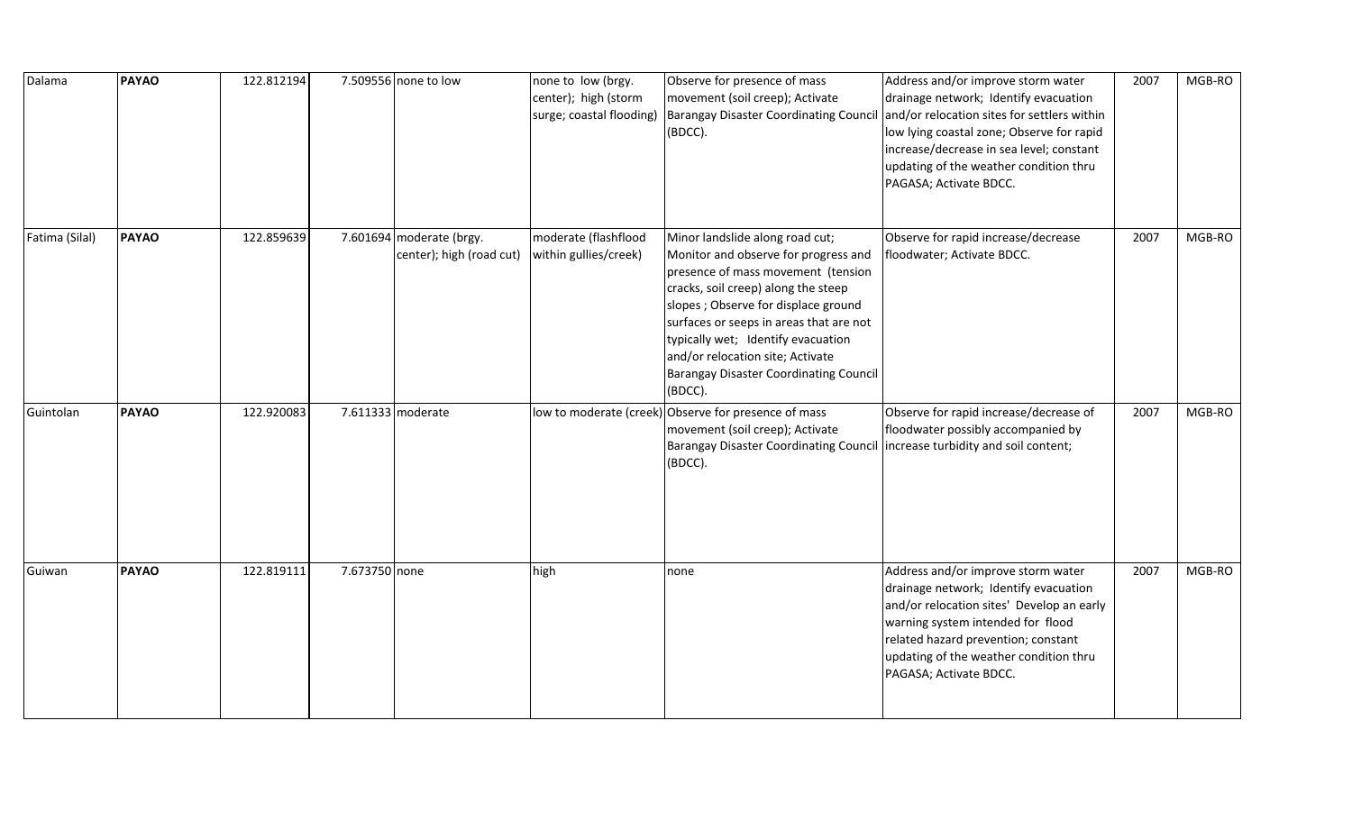| | | | | | | | | | |
|---|---|---|---|---|---|---|---|---|---|
| Dalama | **PAYAO** | 122.812194 | 7.509556 | none to low | none to low (brgy. center); high (storm surge; coastal flooding) | Observe for presence of mass movement (soil creep); Activate Barangay Disaster Coordinating Council (BDCC). | Address and/or improve storm water drainage network; Identify evacuation and/or relocation sites for settlers within low lying coastal zone; Observe for rapid increase/decrease in sea level; constant updating of the weather condition thru PAGASA; Activate BDCC. | 2007 | MGB-RO |
| Fatima (Silal) | **PAYAO** | 122.859639 | 7.601694 | moderate (brgy. center); high (road cut) | moderate (flashflood within gullies/creek) | Minor landslide along road cut; Monitor and observe for progress and presence of mass movement (tension cracks, soil creep) along the steep slopes ; Observe for displace ground surfaces or seeps in areas that are not typically wet; Identify evacuation and/or relocation site; Activate Barangay Disaster Coordinating Council (BDCC). | Observe for rapid increase/decrease floodwater; Activate BDCC. | 2007 | MGB-RO |
| Guintolan | **PAYAO** | 122.920083 | 7.611333 | moderate | low to moderate (creek) | Observe for presence of mass movement (soil creep); Activate Barangay Disaster Coordinating Council (BDCC). | Observe for rapid increase/decrease of floodwater possibly accompanied by increase turbidity and soil content; | 2007 | MGB-RO |
| Guiwan | **PAYAO** | 122.819111 | 7.673750 | none | high | none | Address and/or improve storm water drainage network; Identify evacuation and/or relocation sites' Develop an early warning system intended for flood related hazard prevention; constant updating of the weather condition thru PAGASA; Activate BDCC. | 2007 | MGB-RO |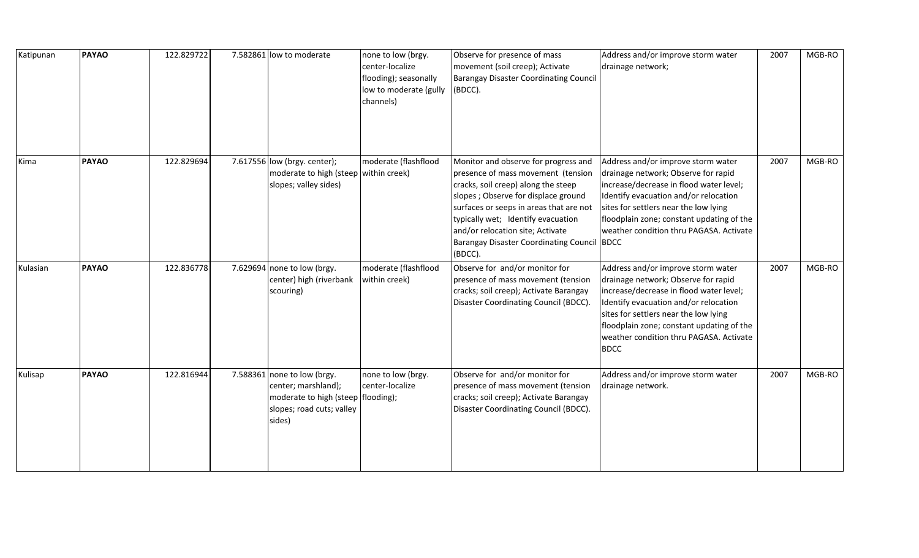| | | | | | | | | | |
|---|---|---|---|---|---|---|---|---|---|
| Katipunan | **PAYAO** | 122.829722 | 7.582861 | low to moderate | none to low (brgy. center-localize flooding); seasonally low to moderate (gully channels) | Observe for presence of mass movement (soil creep); Activate Barangay Disaster Coordinating Council (BDCC). | Address and/or improve storm water drainage network; | 2007 | MGB-RO |
| Kima | **PAYAO** | 122.829694 | 7.617556 | low (brgy. center); moderate to high (steep slopes; valley sides) | moderate (flashflood within creek) | Monitor and observe for progress and presence of mass movement (tension cracks, soil creep) along the steep slopes ; Observe for displace ground surfaces or seeps in areas that are not typically wet; Identify evacuation and/or relocation site; Activate Barangay Disaster Coordinating Council (BDCC). | Address and/or improve storm water drainage network; Observe for rapid increase/decrease in flood water level; Identify evacuation and/or relocation sites for settlers near the low lying floodplain zone; constant updating of the weather condition thru PAGASA. Activate BDCC | 2007 | MGB-RO |
| Kulasian | **PAYAO** | 122.836778 | 7.629694 | none to low (brgy. center) high (riverbank scouring) | moderate (flashflood within creek) | Observe for and/or monitor for presence of mass movement (tension cracks; soil creep); Activate Barangay Disaster Coordinating Council (BDCC). | Address and/or improve storm water drainage network; Observe for rapid increase/decrease in flood water level; Identify evacuation and/or relocation sites for settlers near the low lying floodplain zone; constant updating of the weather condition thru PAGASA. Activate BDCC | 2007 | MGB-RO |
| Kulisap | **PAYAO** | 122.816944 | 7.588361 | none to low (brgy. center; marshland); moderate to high (steep slopes; road cuts; valley sides) | none to low (brgy. center-localize flooding); | Observe for and/or monitor for presence of mass movement (tension cracks; soil creep); Activate Barangay Disaster Coordinating Council (BDCC). | Address and/or improve storm water drainage network. | 2007 | MGB-RO |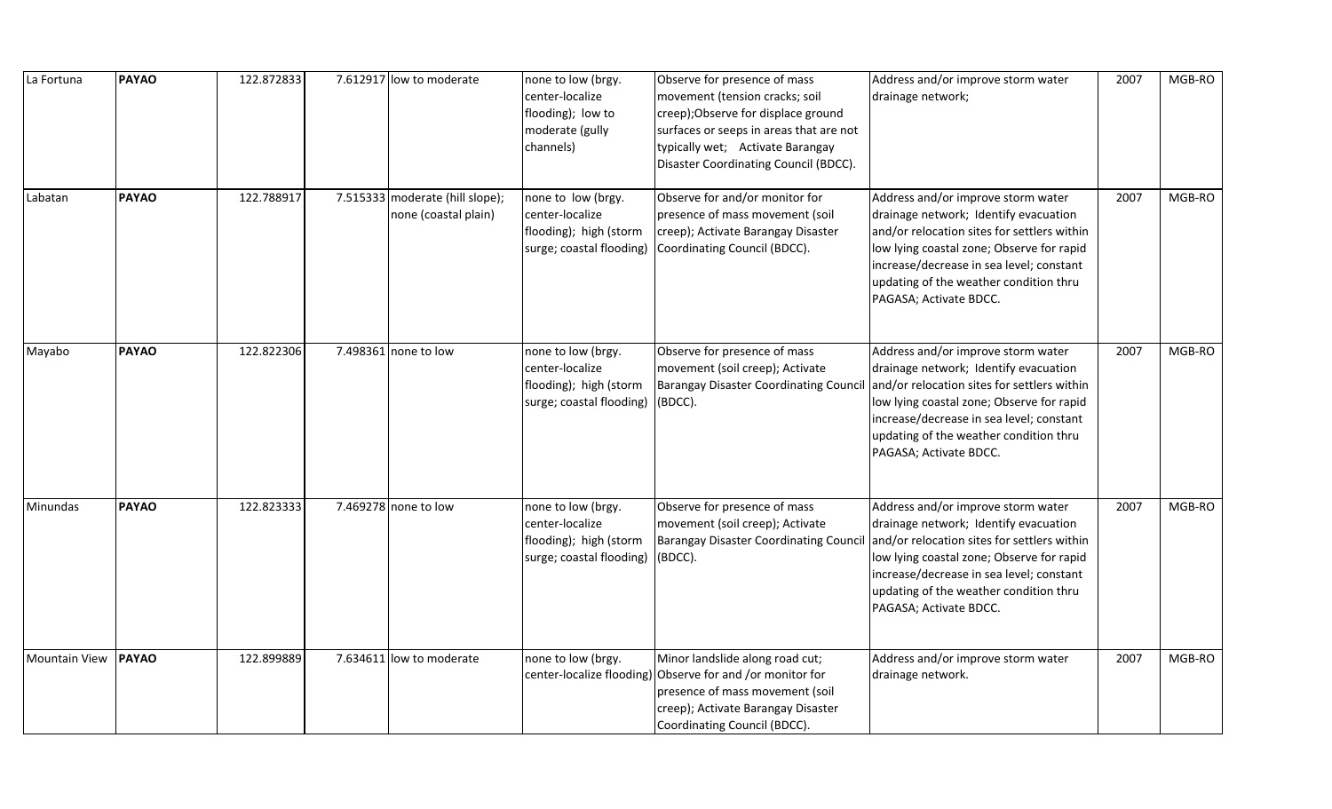| | | | | | | | | | |
|---|---|---|---|---|---|---|---|---|---|
| La Fortuna | **PAYAO** | 122.872833 | 7.612917 | low to moderate | none to low (brgy. center-localize flooding); low to moderate (gully channels) | Observe for presence of mass movement (tension cracks; soil creep);Observe for displace ground surfaces or seeps in areas that are not typically wet; Activate Barangay Disaster Coordinating Council (BDCC). | Address and/or improve storm water drainage network; | 2007 | MGB-RO |
| Labatan | **PAYAO** | 122.788917 | 7.515333 | moderate (hill slope); none (coastal plain) | none to low (brgy. center-localize flooding); high (storm surge; coastal flooding) | Observe for and/or monitor for presence of mass movement (soil creep); Activate Barangay Disaster Coordinating Council (BDCC). | Address and/or improve storm water drainage network; Identify evacuation and/or relocation sites for settlers within low lying coastal zone; Observe for rapid increase/decrease in sea level; constant updating of the weather condition thru PAGASA; Activate BDCC. | 2007 | MGB-RO |
| Mayabo | **PAYAO** | 122.822306 | 7.498361 | none to low | none to low (brgy. center-localize flooding); high (storm surge; coastal flooding) | Observe for presence of mass movement (soil creep); Activate Barangay Disaster Coordinating Council (BDCC). | Address and/or improve storm water drainage network; Identify evacuation and/or relocation sites for settlers within low lying coastal zone; Observe for rapid increase/decrease in sea level; constant updating of the weather condition thru PAGASA; Activate BDCC. | 2007 | MGB-RO |
| Minundas | **PAYAO** | 122.823333 | 7.469278 | none to low | none to low (brgy. center-localize flooding); high (storm surge; coastal flooding) | Observe for presence of mass movement (soil creep); Activate Barangay Disaster Coordinating Council (BDCC). | Address and/or improve storm water drainage network; Identify evacuation and/or relocation sites for settlers within low lying coastal zone; Observe for rapid increase/decrease in sea level; constant updating of the weather condition thru PAGASA; Activate BDCC. | 2007 | MGB-RO |
| Mountain View | **PAYAO** | 122.899889 | 7.634611 | low to moderate | none to low (brgy. center-localize flooding) | Minor landslide along road cut; Observe for and /or monitor for presence of mass movement (soil creep); Activate Barangay Disaster Coordinating Council (BDCC). | Address and/or improve storm water drainage network. | 2007 | MGB-RO |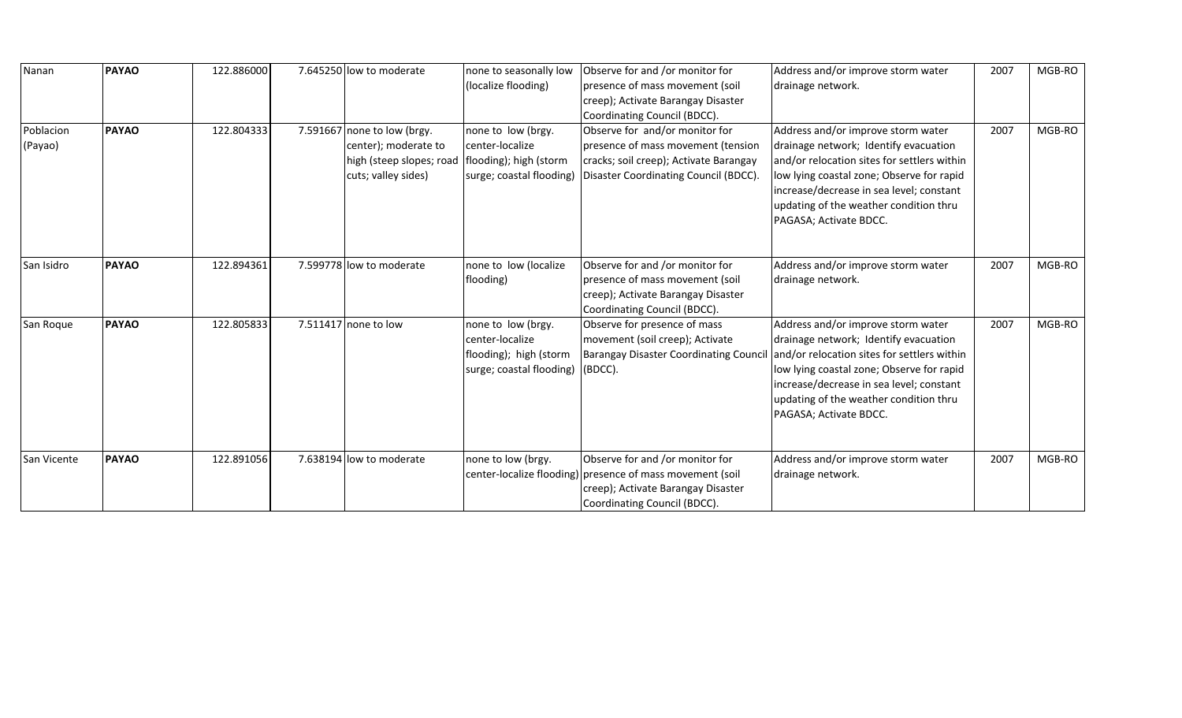| Nanan | **PAYAO** | 122.886000 | 7.645250 | low to moderate | none to seasonally low (localize flooding) | Observe for and /or monitor for presence of mass movement (soil creep); Activate Barangay Disaster Coordinating Council (BDCC). | Address and/or improve storm water drainage network. | 2007 | MGB-RO |
|---|---|---|---|---|---|---|---|---|---|
| Poblacion (Payao) | **PAYAO** | 122.804333 | 7.591667 | none to low (brgy. center); moderate to high (steep slopes; road cuts; valley sides) | none to low (brgy. center-localize flooding); high (storm surge; coastal flooding) | Observe for and/or monitor for presence of mass movement (tension cracks; soil creep); Activate Barangay Disaster Coordinating Council (BDCC). | Address and/or improve storm water drainage network; Identify evacuation and/or relocation sites for settlers within low lying coastal zone; Observe for rapid increase/decrease in sea level; constant updating of the weather condition thru PAGASA; Activate BDCC. | 2007 | MGB-RO |
| San Isidro | **PAYAO** | 122.894361 | 7.599778 | low to moderate | none to low (localize flooding) | Observe for and /or monitor for presence of mass movement (soil creep); Activate Barangay Disaster Coordinating Council (BDCC). | Address and/or improve storm water drainage network. | 2007 | MGB-RO |
| San Roque | **PAYAO** | 122.805833 | 7.511417 | none to low | none to low (brgy. center-localize flooding); high (storm surge; coastal flooding) | Observe for presence of mass movement (soil creep); Activate Barangay Disaster Coordinating Council (BDCC). | Address and/or improve storm water drainage network; Identify evacuation and/or relocation sites for settlers within low lying coastal zone; Observe for rapid increase/decrease in sea level; constant updating of the weather condition thru PAGASA; Activate BDCC. | 2007 | MGB-RO |
| San Vicente | **PAYAO** | 122.891056 | 7.638194 | low to moderate | none to low (brgy. center-localize flooding) | Observe for and /or monitor for presence of mass movement (soil creep); Activate Barangay Disaster Coordinating Council (BDCC). | Address and/or improve storm water drainage network. | 2007 | MGB-RO |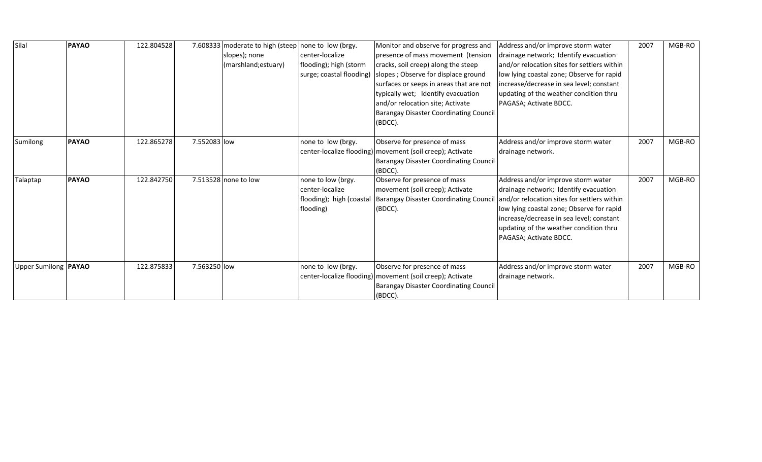| | | | | | | | | | |
|---|---|---|---|---|---|---|---|---|---|
| Silal | **PAYAO** | 122.804528 | 7.608333 | moderate to high (steep slopes); none (marshland;estuary) | none to low (brgy. center-localize flooding); high (storm surge; coastal flooding) | Monitor and observe for progress and presence of mass movement (tension cracks, soil creep) along the steep slopes ; Observe for displace ground surfaces or seeps in areas that are not typically wet; Identify evacuation and/or relocation site; Activate Barangay Disaster Coordinating Council (BDCC). | Address and/or improve storm water drainage network; Identify evacuation and/or relocation sites for settlers within low lying coastal zone; Observe for rapid increase/decrease in sea level; constant updating of the weather condition thru PAGASA; Activate BDCC. | 2007 | MGB-RO |
| Sumilong | **PAYAO** | 122.865278 | 7.552083 | low | none to low (brgy. center-localize flooding) | Observe for presence of mass movement (soil creep); Activate Barangay Disaster Coordinating Council (BDCC). | Address and/or improve storm water drainage network. | 2007 | MGB-RO |
| Talaptap | **PAYAO** | 122.842750 | 7.513528 | none to low | none to low (brgy. center-localize flooding); high (coastal flooding) | Observe for presence of mass movement (soil creep); Activate Barangay Disaster Coordinating Council (BDCC). | Address and/or improve storm water drainage network; Identify evacuation and/or relocation sites for settlers within low lying coastal zone; Observe for rapid increase/decrease in sea level; constant updating of the weather condition thru PAGASA; Activate BDCC. | 2007 | MGB-RO |
| Upper Sumilong | **PAYAO** | 122.875833 | 7.563250 | low | none to low (brgy. center-localize flooding) | Observe for presence of mass movement (soil creep); Activate Barangay Disaster Coordinating Council (BDCC). | Address and/or improve storm water drainage network. | 2007 | MGB-RO |